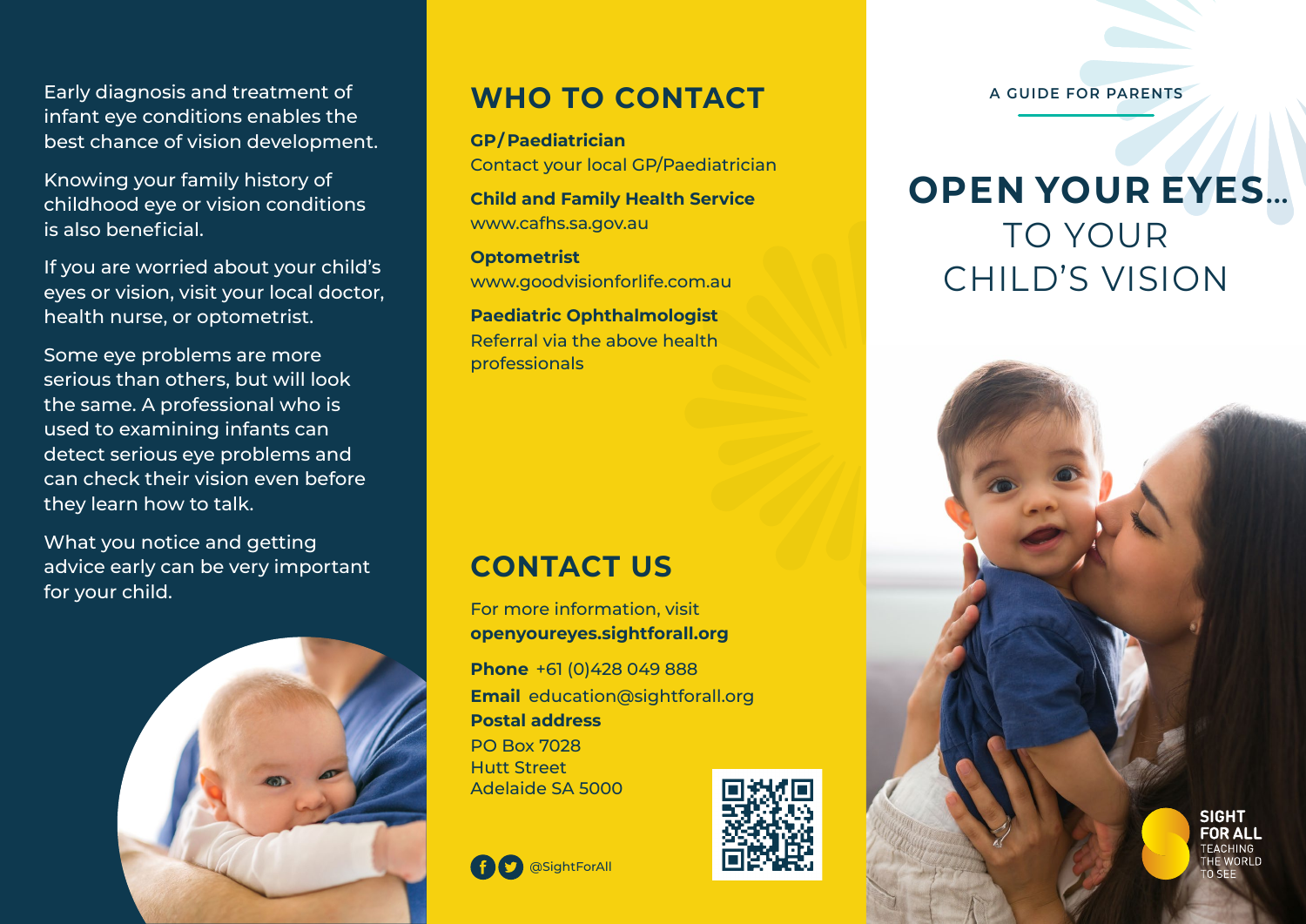Early diagnosis and treatment of infant eye conditions enables the best chance of vision development.

Knowing your family history of childhood eye or vision conditions is also beneficial.

If you are worried about your child's eyes or vision, visit your local doctor, health nurse, or optometrist.

Some eye problems are more serious than others, but will look the same. A professional who is used to examining infants can detect serious eye problems and can check their vision even before they learn how to talk.

What you notice and getting advice early can be very important for your child.

## WHO TO CONTACT

**GP/Paediatrician**
Contact your local GP/Paediatrician

**Child and Family Health Service**
www.cafhs.sa.gov.au

**Optometrist**
www.goodvisionforlife.com.au

**Paediatric Ophthalmologist**
Referral via the above health professionals

## CONTACT US

For more information, visit
**openyoureyes.sightforall.org**

**Phone** +61 (0)428 049 888

**Email** education@sightforall.org

**Postal address**
PO Box 7028
Hutt Street
Adelaide SA 5000

@SightForAll

A GUIDE FOR PARENTS

# OPEN YOUR EYES... TO YOUR CHILD'S VISION

SIGHT FOR ALL
TEACHING THE WORLD TO SEE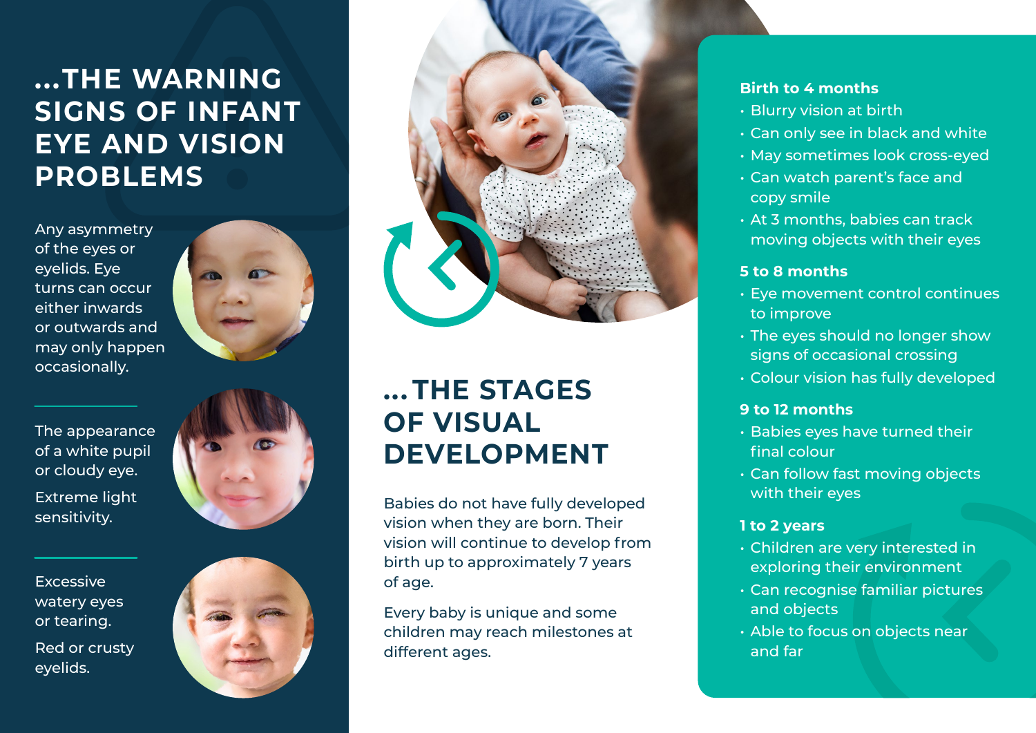# ...THE WARNING SIGNS OF INFANT EYE AND VISION PROBLEMS

Any asymmetry of the eyes or eyelids. Eye turns can occur either inwards or outwards and may only happen occasionally.

The appearance of a white pupil or cloudy eye.

Extreme light sensitivity.

Excessive watery eyes or tearing.

Red or crusty eyelids.

# ...THE STAGES OF VISUAL DEVELOPMENT

Babies do not have fully developed vision when they are born. Their vision will continue to develop from birth up to approximately 7 years of age.

Every baby is unique and some children may reach milestones at different ages.

**Birth to 4 months**

- Blurry vision at birth
- Can only see in black and white
- May sometimes look cross-eyed
- Can watch parent's face and copy smile
- At 3 months, babies can track moving objects with their eyes

**5 to 8 months**

- Eye movement control continues to improve
- The eyes should no longer show signs of occasional crossing
- Colour vision has fully developed

**9 to 12 months**

- Babies eyes have turned their final colour
- Can follow fast moving objects with their eyes

**1 to 2 years**

- Children are very interested in exploring their environment
- Can recognise familiar pictures and objects
- Able to focus on objects near and far